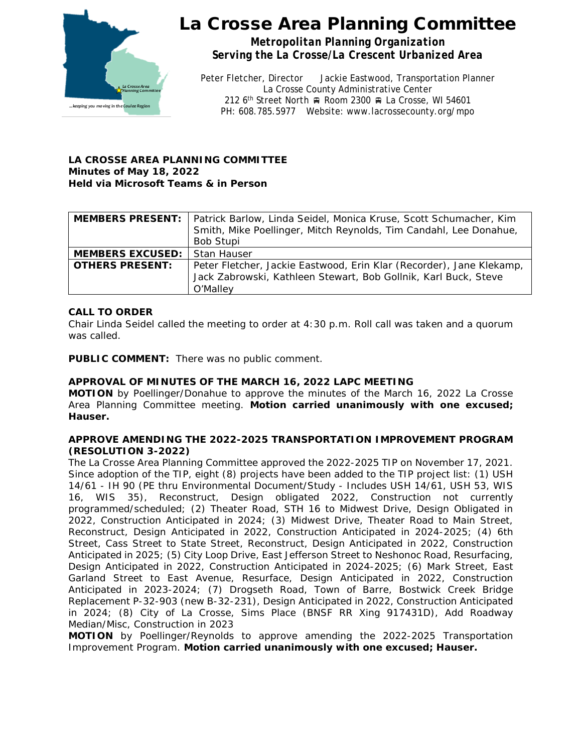# La Crosse Area Planning Committee

***Metropolitan Planning Organization***
***Serving the La Crosse/La Crescent Urbanized Area***

Peter Fletcher, Director    Jackie Eastwood, Transportation Planner
La Crosse County Administrative Center
212 6th Street North ⊕ Room 2300 ⊕ La Crosse, WI 54601
PH: 608.785.5977    Website: www.lacrossecounty.org/mpo

**LA CROSSE AREA PLANNING COMMITTEE**
**Minutes of May 18, 2022**
**Held via Microsoft Teams & in Person**

| | |
|---|---|
| **MEMBERS PRESENT:** | Patrick Barlow, Linda Seidel, Monica Kruse, Scott Schumacher, Kim Smith, Mike Poellinger, Mitch Reynolds, Tim Candahl, Lee Donahue, Bob Stupi |
| **MEMBERS EXCUSED:** | Stan Hauser |
| **OTHERS PRESENT:** | Peter Fletcher, Jackie Eastwood, Erin Klar (Recorder), Jane Klekamp, Jack Zabrowski, Kathleen Stewart, Bob Gollnik, Karl Buck, Steve O'Malley |

**CALL TO ORDER**
Chair Linda Seidel called the meeting to order at 4:30 p.m. Roll call was taken and a quorum was called.

**PUBLIC COMMENT:** There was no public comment.

**APPROVAL OF MINUTES OF THE MARCH 16, 2022 LAPC MEETING**
**MOTION** by Poellinger/Donahue to approve the minutes of the March 16, 2022 La Crosse Area Planning Committee meeting. **Motion carried unanimously with one excused; Hauser.**

**APPROVE AMENDING THE 2022-2025 TRANSPORTATION IMPROVEMENT PROGRAM (RESOLUTION 3-2022)**
The La Crosse Area Planning Committee approved the 2022-2025 TIP on November 17, 2021. Since adoption of the TIP, eight (8) projects have been added to the TIP project list: (1) USH 14/61 - IH 90 (PE thru Environmental Document/Study - Includes USH 14/61, USH 53, WIS 16, WIS 35), Reconstruct, Design obligated 2022, Construction not currently programmed/scheduled; (2) Theater Road, STH 16 to Midwest Drive, Design Obligated in 2022, Construction Anticipated in 2024; (3) Midwest Drive, Theater Road to Main Street, Reconstruct, Design Anticipated in 2022, Construction Anticipated in 2024-2025; (4) 6th Street, Cass Street to State Street, Reconstruct, Design Anticipated in 2022, Construction Anticipated in 2025; (5) City Loop Drive, East Jefferson Street to Neshonoc Road, Resurfacing, Design Anticipated in 2022, Construction Anticipated in 2024-2025; (6) Mark Street, East Garland Street to East Avenue, Resurface, Design Anticipated in 2022, Construction Anticipated in 2023-2024; (7) Drogseth Road, Town of Barre, Bostwick Creek Bridge Replacement P-32-903 (new B-32-231), Design Anticipated in 2022, Construction Anticipated in 2024; (8) City of La Crosse, Sims Place (BNSF RR Xing 917431D), Add Roadway Median/Misc, Construction in 2023
**MOTION** by Poellinger/Reynolds to approve amending the 2022-2025 Transportation Improvement Program. **Motion carried unanimously with one excused; Hauser.**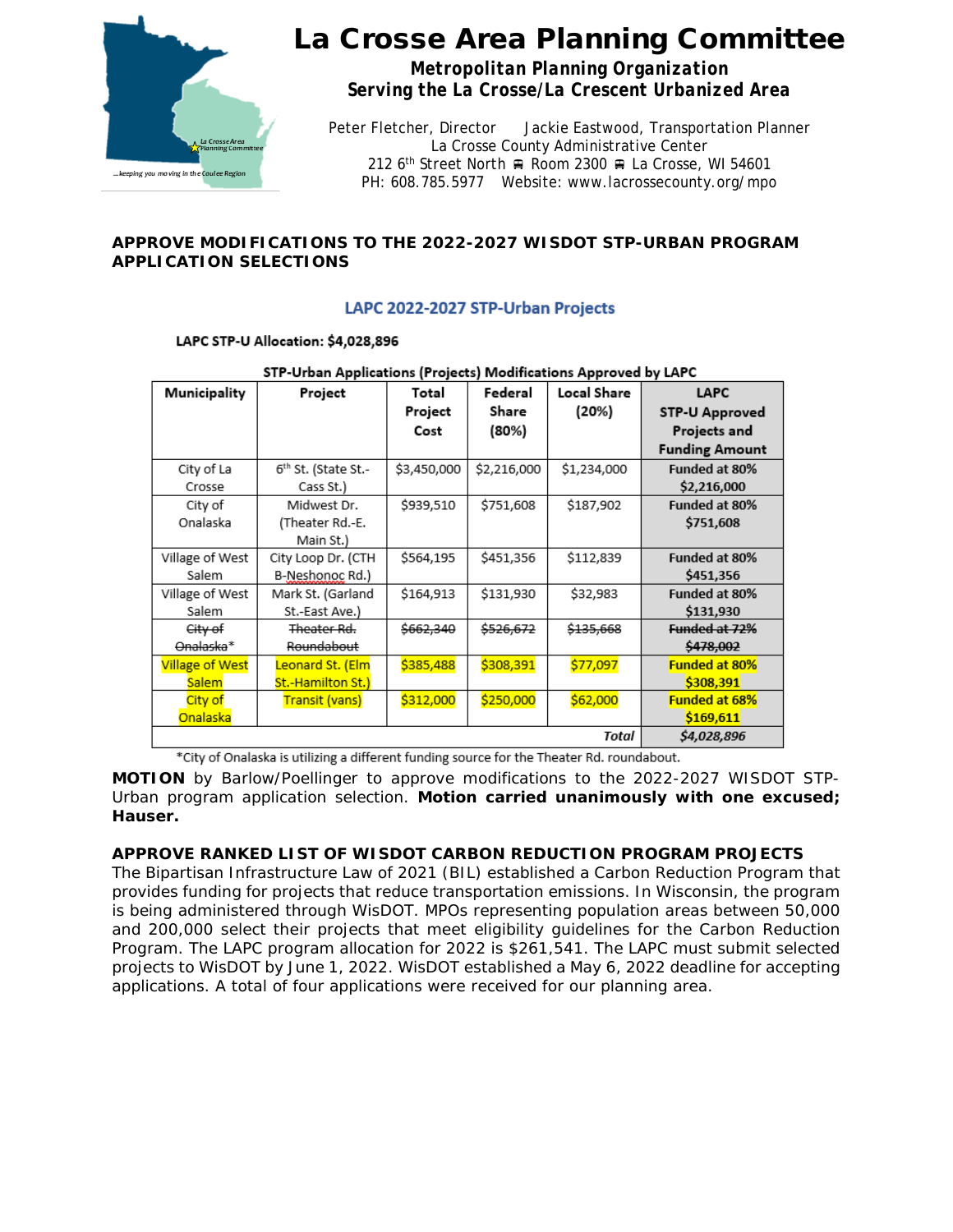# La Crosse Area Planning Committee

**Metropolitan Planning Organization**
**Serving the La Crosse/La Crescent Urbanized Area**

Peter Fletcher, Director     Jackie Eastwood, Transportation Planner
La Crosse County Administrative Center
212 6th Street North ▪ Room 2300 ▪ La Crosse, WI 54601
PH: 608.785.5977   Website: www.lacrossecounty.org/mpo

**APPROVE MODIFICATIONS TO THE 2022-2027 WISDOT STP-URBAN PROGRAM APPLICATION SELECTIONS**

## LAPC 2022-2027 STP-Urban Projects

**LAPC STP-U Allocation: $4,028,896**

**STP-Urban Applications (Projects) Modifications Approved by LAPC**

| Municipality | Project | Total Project Cost | Federal Share (80%) | Local Share (20%) | LAPC STP-U Approved Projects and Funding Amount |
|---|---|---|---|---|---|
| City of La Crosse | 6th St. (State St.-Cass St.) | $3,450,000 | $2,216,000 | $1,234,000 | **Funded at 80% $2,216,000** |
| City of Onalaska | Midwest Dr. (Theater Rd.-E. Main St.) | $939,510 | $751,608 | $187,902 | **Funded at 80% $751,608** |
| Village of West Salem | City Loop Dr. (CTH B-Neshonoc Rd.) | $564,195 | $451,356 | $112,839 | **Funded at 80% $451,356** |
| Village of West Salem | Mark St. (Garland St.-East Ave.) | $164,913 | $131,930 | $32,983 | **Funded at 80% $131,930** |
| ~~City of Onalaska*~~ | ~~Theater Rd. Roundabout~~ | ~~$662,340~~ | ~~$526,672~~ | ~~$135,668~~ | ~~**Funded at 72% $478,002**~~ |
| Village of West Salem | Leonard St. (Elm St.-Hamilton St.) | $385,488 | $308,391 | $77,097 | **Funded at 80% $308,391** |
| City of Onalaska | Transit (vans) | $312,000 | $250,000 | $62,000 | **Funded at 68% $169,611** |
| | | | | ***Total*** | ***$4,028,896*** |

*City of Onalaska is utilizing a different funding source for the Theater Rd. roundabout.

**MOTION** by Barlow/Poellinger to approve modifications to the 2022-2027 WISDOT STP-Urban program application selection. **Motion carried unanimously with one excused; Hauser.**

**APPROVE RANKED LIST OF WISDOT CARBON REDUCTION PROGRAM PROJECTS**

The Bipartisan Infrastructure Law of 2021 (BIL) established a Carbon Reduction Program that provides funding for projects that reduce transportation emissions. In Wisconsin, the program is being administered through WisDOT. MPOs representing population areas between 50,000 and 200,000 select their projects that meet eligibility guidelines for the Carbon Reduction Program. The LAPC program allocation for 2022 is $261,541. The LAPC must submit selected projects to WisDOT by June 1, 2022. WisDOT established a May 6, 2022 deadline for accepting applications. A total of four applications were received for our planning area.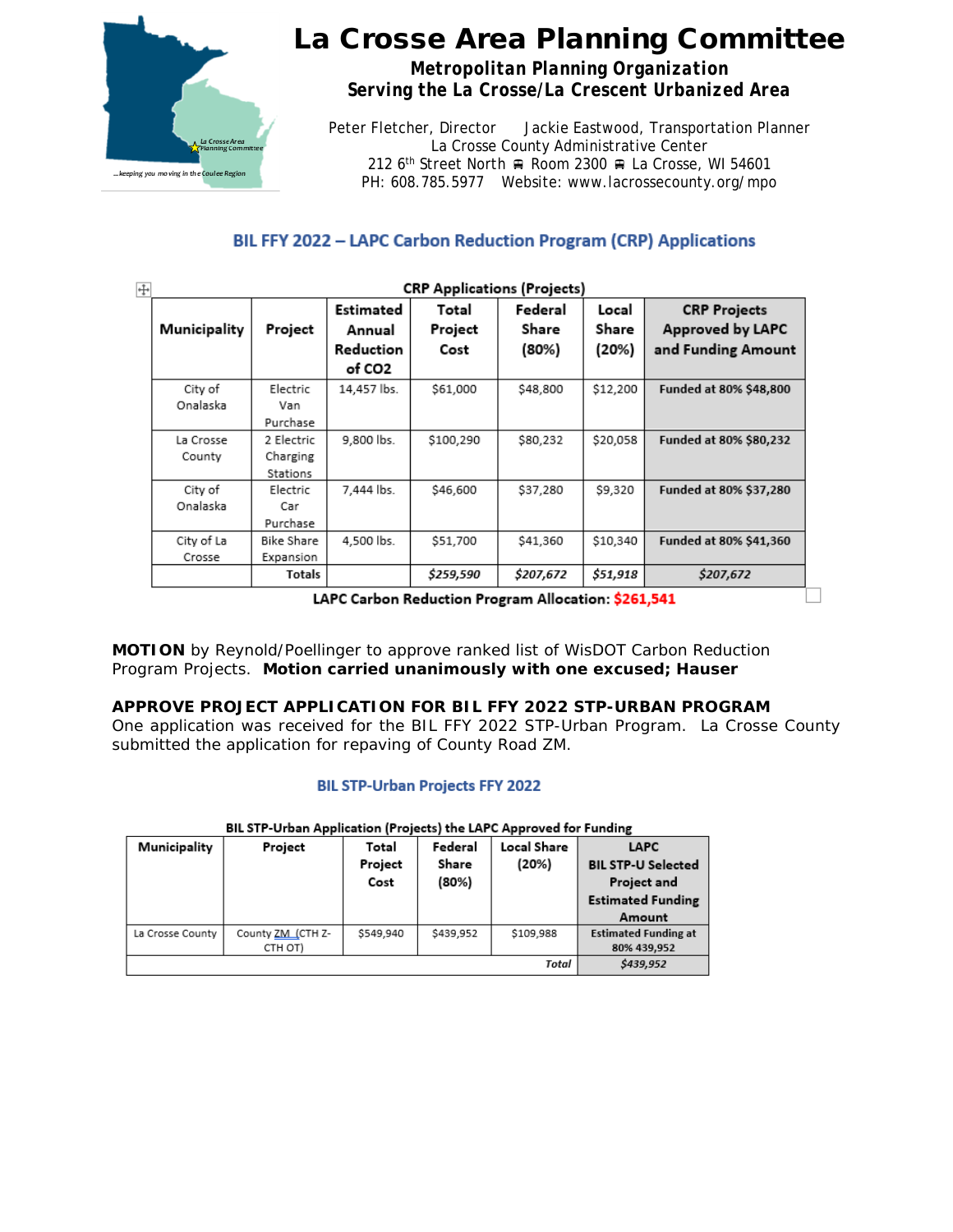# La Crosse Area Planning Committee

**Metropolitan Planning Organization**
**Serving the La Crosse/La Crescent Urbanized Area**

Peter Fletcher, Director  Jackie Eastwood, Transportation Planner
La Crosse County Administrative Center
212 6th Street North ■ Room 2300 ■ La Crosse, WI 54601
PH: 608.785.5977  Website: www.lacrossecounty.org/mpo

## BIL FFY 2022 – LAPC Carbon Reduction Program (CRP) Applications

**CRP Applications (Projects)**

| Municipality | Project | Estimated Annual Reduction of $CO_2$ | Total Project Cost | Federal Share (80%) | Local Share (20%) | CRP Projects Approved by LAPC and Funding Amount |
|---|---|---|---|---|---|---|
| City of Onalaska | Electric Van Purchase | 14,457 lbs. | $61,000 | $48,800 | $12,200 | **Funded at 80% $48,800** |
| La Crosse County | 2 Electric Charging Stations | 9,800 lbs. | $100,290 | $80,232 | $20,058 | **Funded at 80% $80,232** |
| City of Onalaska | Electric Car Purchase | 7,444 lbs. | $46,600 | $37,280 | $9,320 | **Funded at 80% $37,280** |
| City of La Crosse | Bike Share Expansion | 4,500 lbs. | $51,700 | $41,360 | $10,340 | **Funded at 80% $41,360** |
| | **Totals** | | ***$259,590*** | ***$207,672*** | ***$51,918*** | ***$207,672*** |

**LAPC Carbon Reduction Program Allocation: $261,541**

**MOTION** by Reynold/Poellinger to approve ranked list of WisDOT Carbon Reduction Program Projects. **Motion carried unanimously with one excused; Hauser**

**APPROVE PROJECT APPLICATION FOR BIL FFY 2022 STP-URBAN PROGRAM**
One application was received for the BIL FFY 2022 STP-Urban Program. La Crosse County submitted the application for repaving of County Road ZM.

## BIL STP-Urban Projects FFY 2022

**BIL STP-Urban Application (Projects) the LAPC Approved for Funding**

| Municipality | Project | Total Project Cost | Federal Share (80%) | Local Share (20%) | LAPC BIL STP-U Selected Project and Estimated Funding Amount |
|---|---|---|---|---|---|
| La Crosse County | County ZM (CTH Z-CTH OT) | $549,940 | $439,952 | $109,988 | **Estimated Funding at 80% 439,952** |
| | | | | ***Total*** | ***$439,952*** |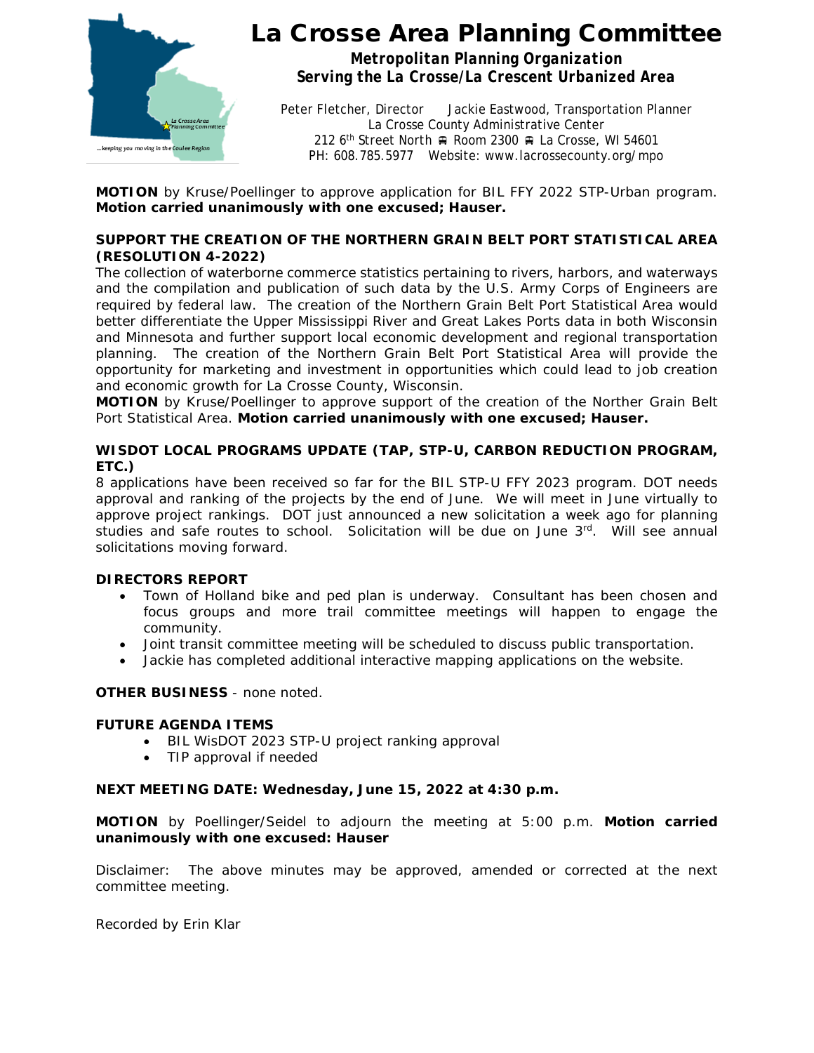# La Crosse Area Planning Committee

***Metropolitan Planning Organization***
***Serving the La Crosse/La Crescent Urbanized Area***

Peter Fletcher, Director Jackie Eastwood, Transportation Planner
La Crosse County Administrative Center
212 6th Street North ▪ Room 2300 ▪ La Crosse, WI 54601
PH: 608.785.5977 Website: www.lacrossecounty.org/mpo

**MOTION** by Kruse/Poellinger to approve application for BIL FFY 2022 STP-Urban program. **Motion carried unanimously with one excused; Hauser.**

**SUPPORT THE CREATION OF THE NORTHERN GRAIN BELT PORT STATISTICAL AREA (RESOLUTION 4-2022)**

The collection of waterborne commerce statistics pertaining to rivers, harbors, and waterways and the compilation and publication of such data by the U.S. Army Corps of Engineers are required by federal law. The creation of the Northern Grain Belt Port Statistical Area would better differentiate the Upper Mississippi River and Great Lakes Ports data in both Wisconsin and Minnesota and further support local economic development and regional transportation planning. The creation of the Northern Grain Belt Port Statistical Area will provide the opportunity for marketing and investment in opportunities which could lead to job creation and economic growth for La Crosse County, Wisconsin.

**MOTION** by Kruse/Poellinger to approve support of the creation of the Norther Grain Belt Port Statistical Area. **Motion carried unanimously with one excused; Hauser.**

**WISDOT LOCAL PROGRAMS UPDATE (TAP, STP-U, CARBON REDUCTION PROGRAM, ETC.)**

8 applications have been received so far for the BIL STP-U FFY 2023 program. DOT needs approval and ranking of the projects by the end of June. We will meet in June virtually to approve project rankings. DOT just announced a new solicitation a week ago for planning studies and safe routes to school. Solicitation will be due on June 3rd. Will see annual solicitations moving forward.

**DIRECTORS REPORT**

- Town of Holland bike and ped plan is underway. Consultant has been chosen and focus groups and more trail committee meetings will happen to engage the community.
- Joint transit committee meeting will be scheduled to discuss public transportation.
- Jackie has completed additional interactive mapping applications on the website.

**OTHER BUSINESS** - none noted.

**FUTURE AGENDA ITEMS**

- BIL WisDOT 2023 STP-U project ranking approval
- TIP approval if needed

**NEXT MEETING DATE: Wednesday, June 15, 2022 at 4:30 p.m.**

**MOTION** by Poellinger/Seidel to adjourn the meeting at 5:00 p.m. **Motion carried unanimously with one excused: Hauser**

Disclaimer: The above minutes may be approved, amended or corrected at the next committee meeting.

Recorded by Erin Klar